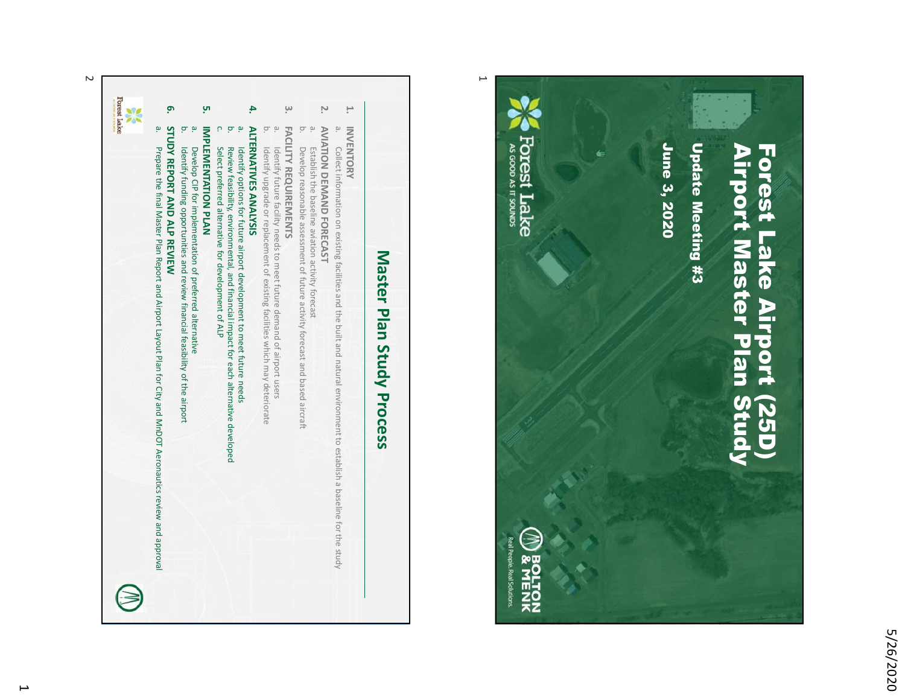# Forest Lake Airport (25D) Airport Master Plan Study

## Update Meeting #3

**June 3, 2020**

Forest Lake
AS GOOD AS IT SOUNDS

BOLTON & MENK
Real People. Real Solutions.

## Master Plan Study Process

1. **INVENTORY**
   a. Collect information on existing facilities and the built and natural environment to establish a baseline for the study
2. **AVIATION DEMAND FORECAST**
   a. Establish the baseline aviation activity forecast
   b. Develop reasonable assessment of future activity forecast and based aircraft
3. **FACILITY REQUIREMENTS**
   a. Identify future facility needs to meet future demand of airport users
   b. Identify upgrade or replacement of existing facilities which may deteriorate
4. **ALTERNATIVES ANALYSIS**
   a. Identify options for future airport development to meet future needs
   b. Review feasibility, environmental, and financial impact for each alternative developed
   c. Select preferred alternative for development of ALP
5. **IMPLEMENTATION PLAN**
   a. Develop CIP for implementation of preferred alternative
   b. Identify funding opportunities and review financial feasibility of the airport
6. **STUDY REPORT AND ALP REVIEW**
   a. Prepare the final Master Plan Report and Airport Layout Plan for City and MnDOT Aeronautics review and approval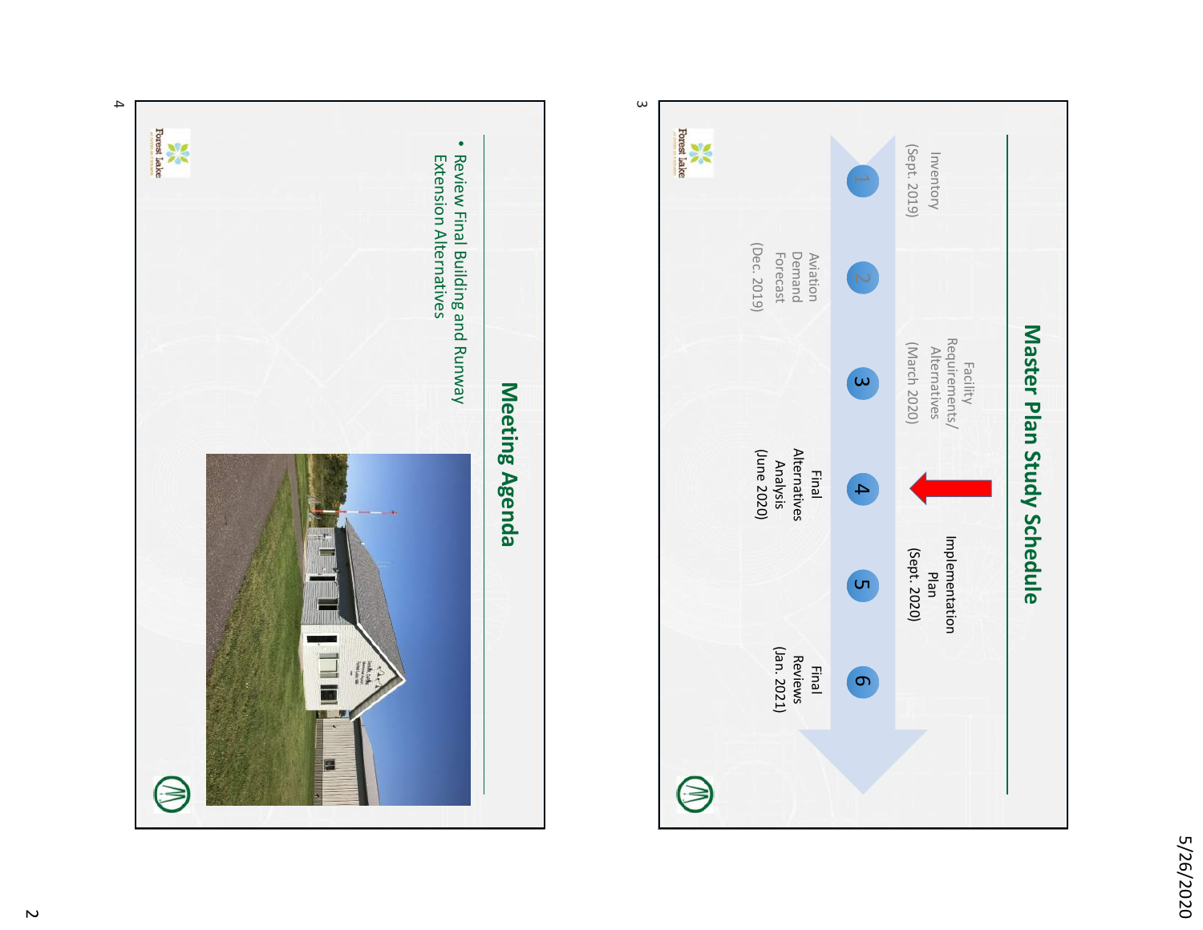## Master Plan Study Schedule

1. Inventory (Sept. 2019)
2. Aviation Demand Forecast (Dec. 2019)
3. Facility Requirements/ Alternatives (March 2020)
4. Final Alternatives Analysis (June 2020)
5. Implementation Plan (Sept. 2020)
6. Final Reviews (Jan. 2021)

## Meeting Agenda

- Review Final Building and Runway Extension Alternatives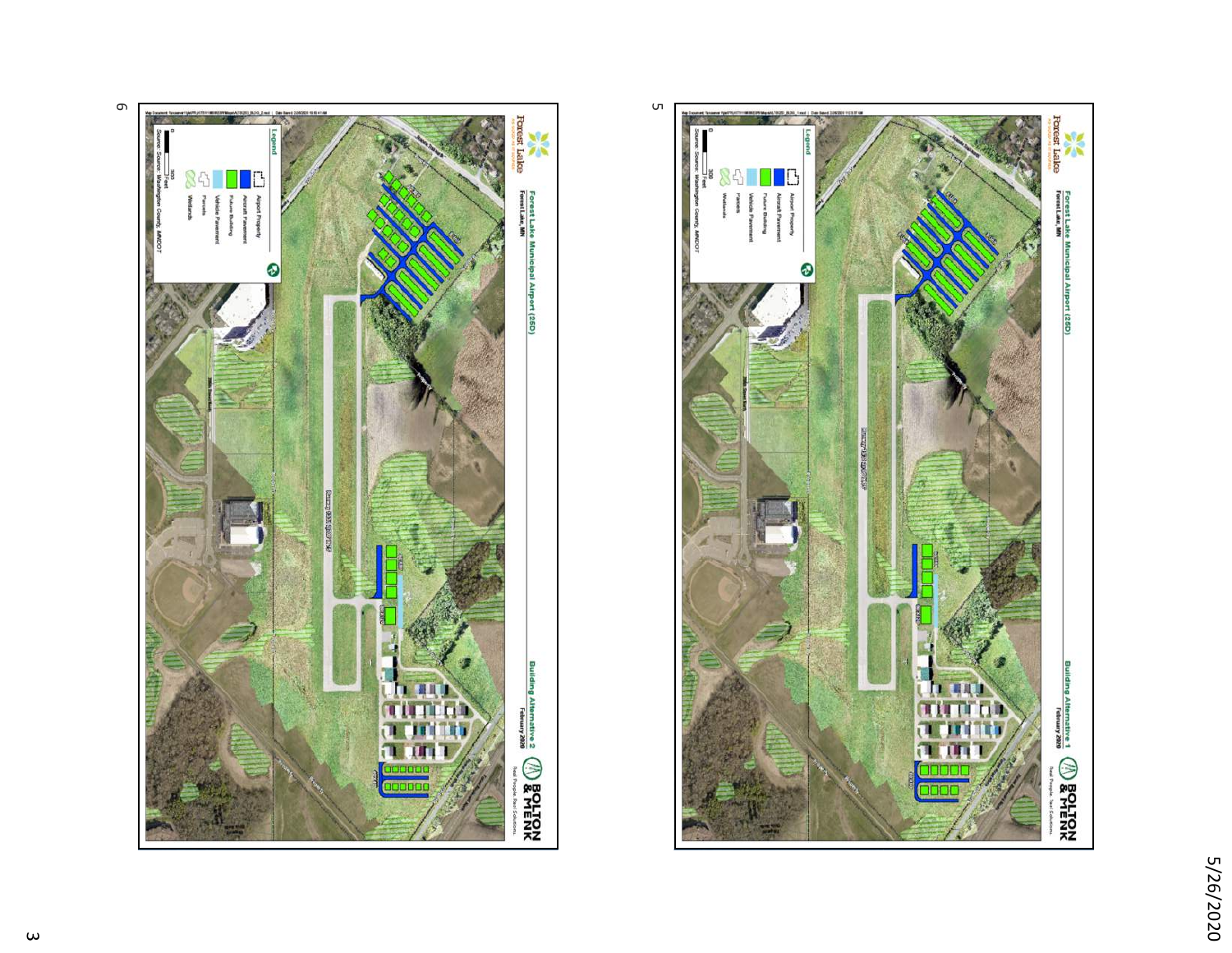## Forest Lake Municipal Airport (25D)

Forest Lake, MN

**Building Alternative 1**

February 2020

Legend

- Airport Property
- Aircraft Pavement
- Future Building
- Vehicle Pavement
- Parcels
- Wetlands

Source: Washington County, MNDOT

BOLTON & MENK — Real People. Real Solutions.

## Forest Lake Municipal Airport (25D)

Forest Lake, MN

**Building Alternative 2**

February 2020

Legend

- Airport Property
- Aircraft Pavement
- Future Building
- Vehicle Pavement
- Parcels
- Wetlands

Source: Washington County, MNDOT

BOLTON & MENK — Real People. Real Solutions.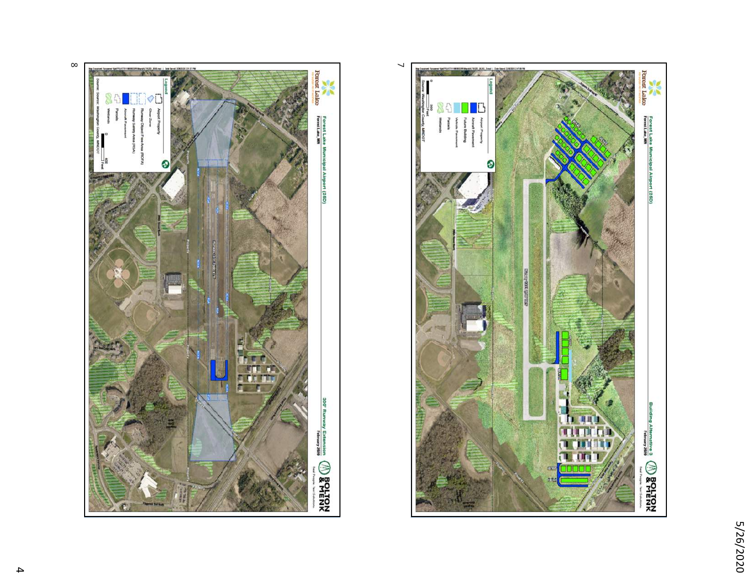## Forest Lake Municipal Airport (25D)

Forest Lake, MN

### Building Alternative 3

February 2020

BOLTON & MENK — Real People. Real Solutions.

**Legend**

- Airport Property
- Aircraft Pavement
- Future Building
- Vehicle Pavement
- Parcels
- Wetlands

Source: Washington County, MNDOT

---

## Forest Lake Municipal Airport (25D)

Forest Lake, MN

### 300' Runway Extension

February 2020

BOLTON & MENK — Real People. Real Solutions.

**Legend**

- Airport Property
- Clear Zone
- Runway Object Free Area (ROFA)
- Runway Safety Area (RSA)
- Aircraft Pavement
- Parcels
- Wetlands

Source: Source: Washington County, MNDOT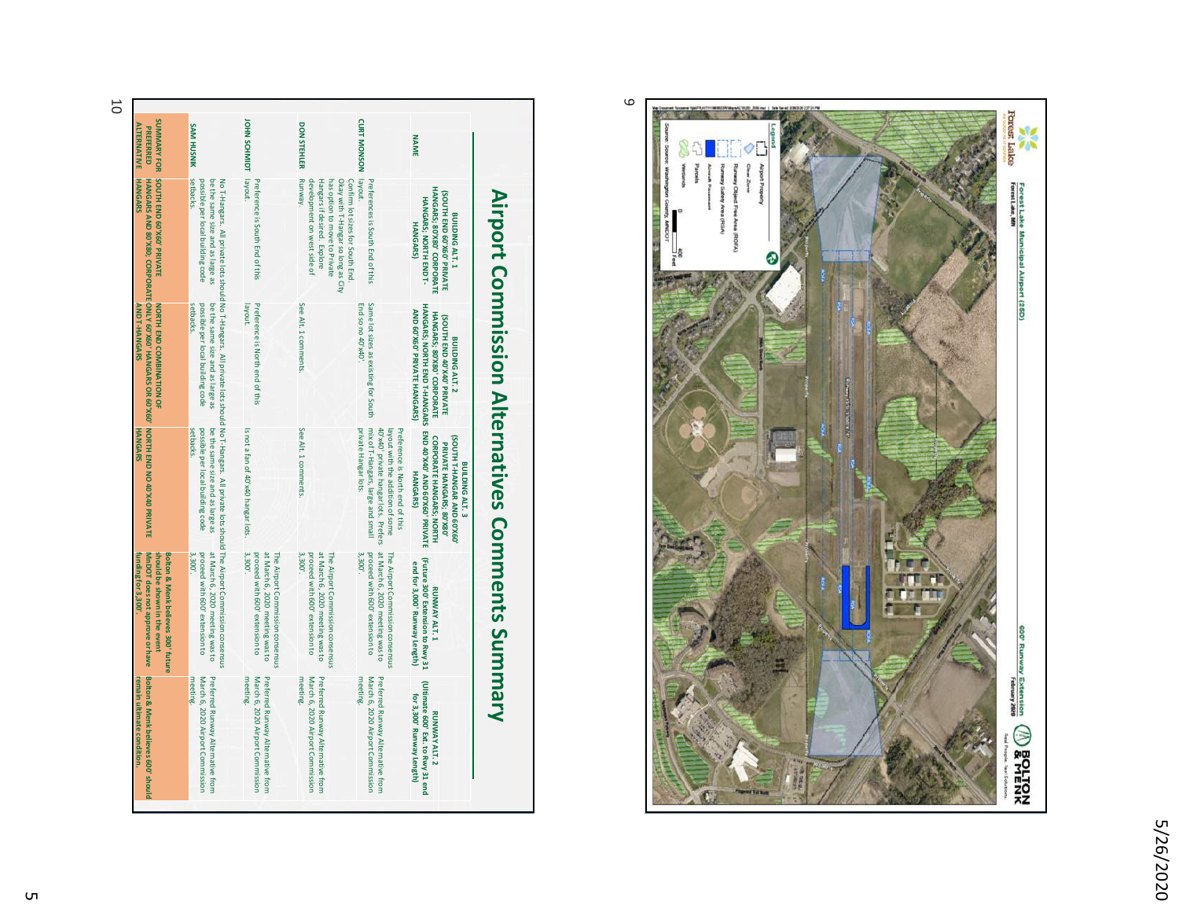Forest Lake Municipal Airport (25D)

Forest Lake, MN

600' Runway Extension

February 2020

BOLTON & MENK

Real People. Real Solutions.

Legend

- Airport Property
- Clear Zone
- Runway Object Free Area (ROFA)
- Runway Safety Area (RSA)
- Aircraft Pavement
- Parcels
- Wetlands

0 400 Feet

Source: Washington County, MNDOT

# Airport Commission Alternatives Comments Summary

| NAME | BUILDING ALT. 1 (SOUTH END 60'X60' PRIVATE HANGARS; 80'X80' CORPORATE HANGARS; NORTH END T-HANGARS) | BUILDING ALT. 2 (SOUTH END 40'X40' PRIVATE HANGARS; 80'X80' CORPORATE HANGARS; NORTH END T-HANGARS AND 60'X60' PRIVATE HANGARS) | BUILDING ALT. 3 (SOUTH T-HANGAR AND 60'X60' PRIVATE HANGARS, 80'X80' CORPORATE HANGARS; NORTH END 40'X40' AND 60'X60' PRIVATE HANGARS) | RUNWAY ALT. 1 (Future 300' Extension to Rwy 31 end for 3,000' Runway Length) | RUNWAY ALT. 2 (Ultimate 600' Ext. to Rwy 31 end for 3,300' Runway Length) |
|---|---|---|---|---|---|
| CURT MONSON | Preference is South End of this layout. Confirm lot sizes for South End. Okay with T-Hangar so long as City has option to move to Private Hangars if desired. Explore development on west side of Runway. | Same lot sizes as existing for South End so no 40'x40'. | Preference is North end of this layout with the addition of some 40'x40' private hangar lots. Prefers mix of T-Hangars, large and small private Hangar lots. | The Airport Commission consensus at March 6, 2020 meeting was to proceed with 600' extension to 3,300'. | Preferred Runway Alternative from March 6, 2020 Airport Commission meeting. |
| DON STEHLER | | See Alt. 1 comments. | See Alt. 1 comments. | The Airport Commission consensus at March 6, 2020 meeting was to proceed with 600' extension to 3,300'. | Preferred Runway Alternative from March 6, 2020 Airport Commission meeting. |
| JOHN SCHMIDT | Preference is South End of this layout. | Preference is North end of this layout. | Is not a fan of 40'x40' hangar lots. | The Airport Commission consensus at March 6, 2020 meeting was to proceed with 600' extension to 3,300'. | Preferred Runway Alternative from March 6, 2020 Airport Commission meeting. |
| SAM HUSNIK | No T-Hangars. All private lots should be the same size and as large as possible per local building code setbacks. | No T-Hangars. All private lots should be the same size and as large as possible per local building code setbacks. | No T-Hangars. All private lots should be the same size and as large as possible per local building code setbacks. | The Airport Commission consensus at March 6, 2020 meeting was to proceed with 600' extension to 3,300'. | Preferred Runway Alternative from March 6, 2020 Airport Commission meeting. |
| SUMMARY FOR PREFERRED ALTERNATIVE | SOUTH END 60'X60' PRIVATE HANGARS AND 80'X80' CORPORATE HANGARS | NORTH END COMBINATION OF ONLY 60'X60' HANGARS OR 60'X60' AND T-HANGARS | NORTH END NO 40'X40' PRIVATE HANGARS | Bolton & Menk believes 300' future should be shown in the event MnDOT does not approve or have funding for 3,300'. | Bolton & Menk believes 600' should remain ultimate condition. |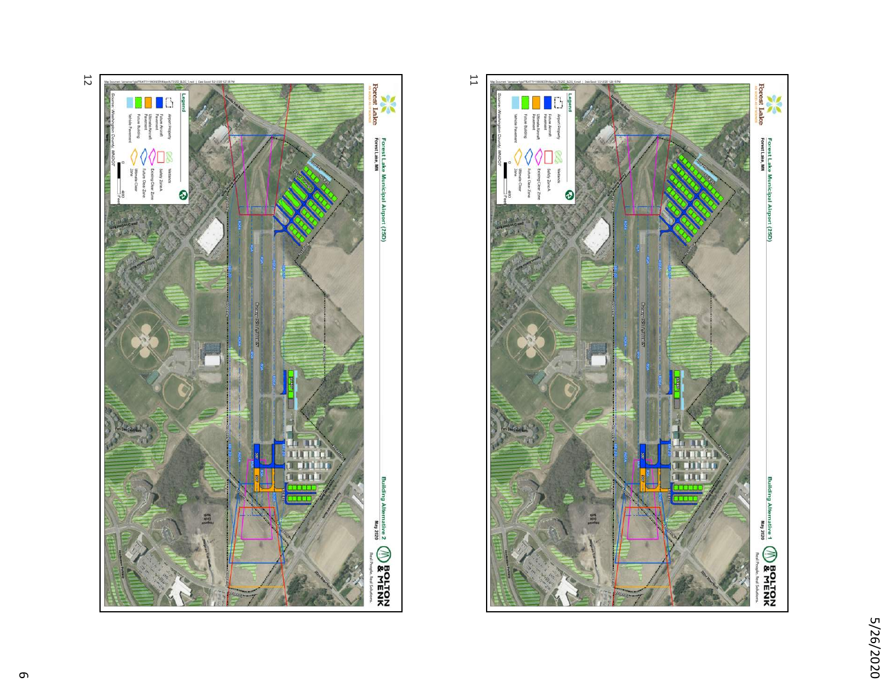## Forest Lake Municipal Airport (25D)

Forest Lake, MN

**Building Alternative 1**

May 2020

BOLTON & MENK — Real People. Real Solutions.

**Legend**

- Airport Property
- Future Aircraft Pavement
- Ultimate Aircraft Pavement
- Future Building
- Vehicle Pavement
- Wetlands
- Safety Zone A
- Existing Clear Zone
- Future Clear Zone
- Ultimate Clear Zone

Source: Washington County, MNDOT

## Forest Lake Municipal Airport (25D)

Forest Lake, MN

**Building Alternative 2**

May 2020

BOLTON & MENK — Real People. Real Solutions.

**Legend**

- Airport Property
- Future Aircraft Pavement
- Ultimate Aircraft Pavement
- Future Building
- Vehicle Pavement
- Wetlands
- Safety Zone A
- Existing Clear Zone
- Future Clear Zone
- Ultimate Clear Zone

Source: Washington County, MNDOT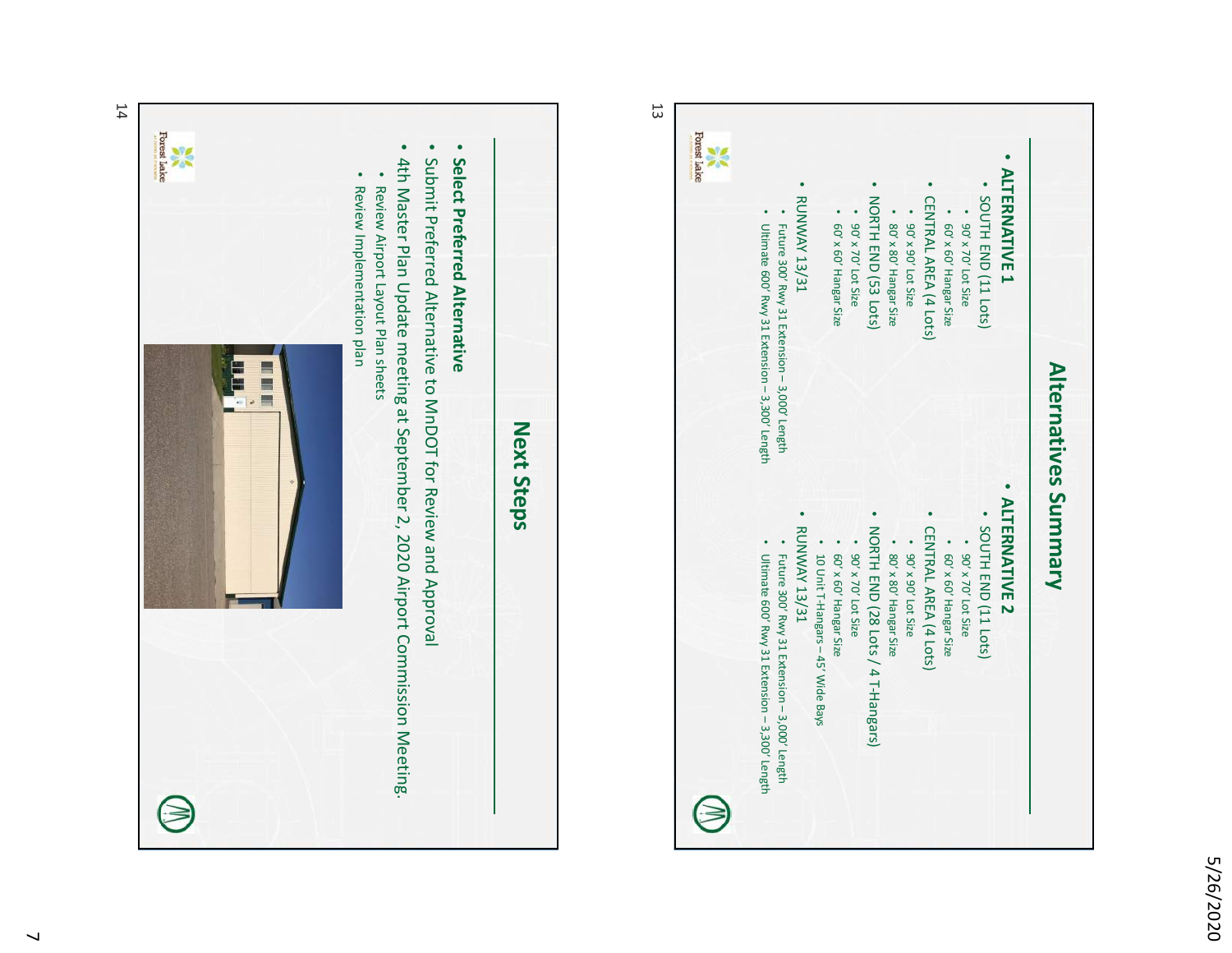## Alternatives Summary

- **ALTERNATIVE 1**
  - SOUTH END (11 Lots)
    - 90' x 70' Lot Size
    - 60' x 60' Hangar Size
  - CENTRAL AREA (4 Lots)
    - 90' x 90' Lot Size
    - 80' x 80' Hangar Size
  - NORTH END (53 Lots)
    - 90' x 70' Lot Size
    - 60' x 60' Hangar Size
- RUNWAY 13/31
  - Future 300' Rwy 31 Extension – 3,000' Length
  - Ultimate 600' Rwy 31 Extension – 3,300' Length

- **ALTERNATIVE 2**
  - SOUTH END (11 Lots)
    - 90' x 70' Lot Size
    - 60' x 60' Hangar Size
  - CENTRAL AREA (4 Lots)
    - 90' x 90' Lot Size
    - 80' x 80' Hangar Size
  - NORTH END (28 Lots / 4 T-Hangars)
    - 90' x 70' Lot Size
    - 60' x 60' Hangar Size
    - 10 Unit T-Hangars – 45' Wide Bays
- RUNWAY 13/31
  - Future 300' Rwy 31 Extension – 3,000' Length
  - Ultimate 600' Rwy 31 Extension – 3,300' Length

## Next Steps

- **Select Preferred Alternative**
- Submit Preferred Alternative to MnDOT for Review and Approval
- 4th Master Plan Update meeting at September 2, 2020 Airport Commission Meeting.
  - Review Airport Layout Plan sheets
  - Review Implementation plan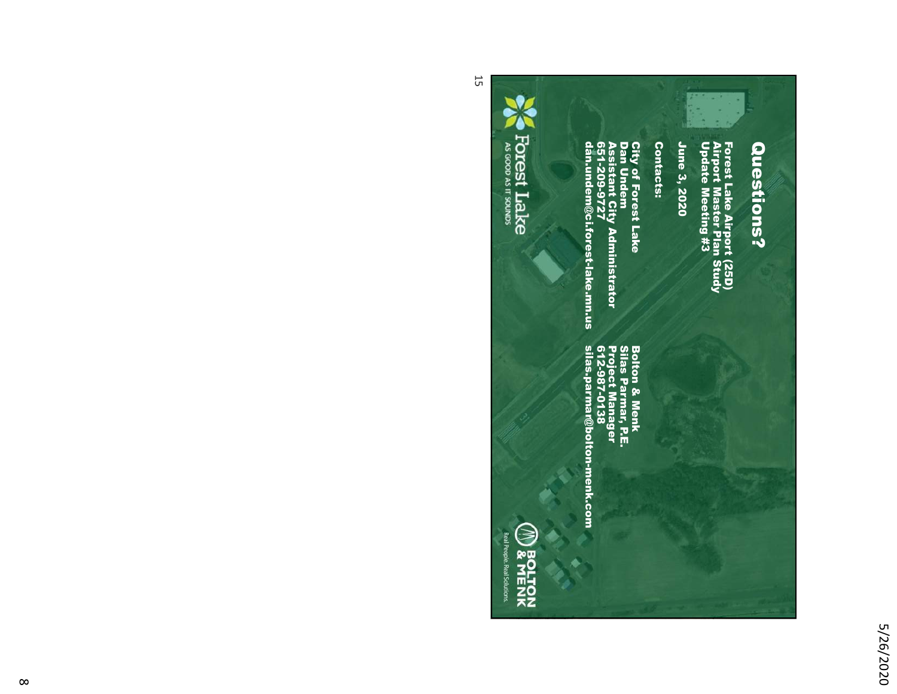# Questions?

**Forest Lake Airport (25D)**
**Airport Master Plan Study**
**Update Meeting #3**

**June 3, 2020**

**Contacts:**

**City of Forest Lake**
**Dan Undem**
**Assistant City Administrator**
**651-209-9727**
**dan.undem@ci.forest-lake.mn.us**

**Bolton & Menk**
**Silas Parmar, P.E.**
**Project Manager**
**612-987-0138**
**silas.parmar@bolton-menk.com**

Forest Lake
AS GOOD AS IT SOUNDS

BOLTON & MENK
Real People. Real Solutions.